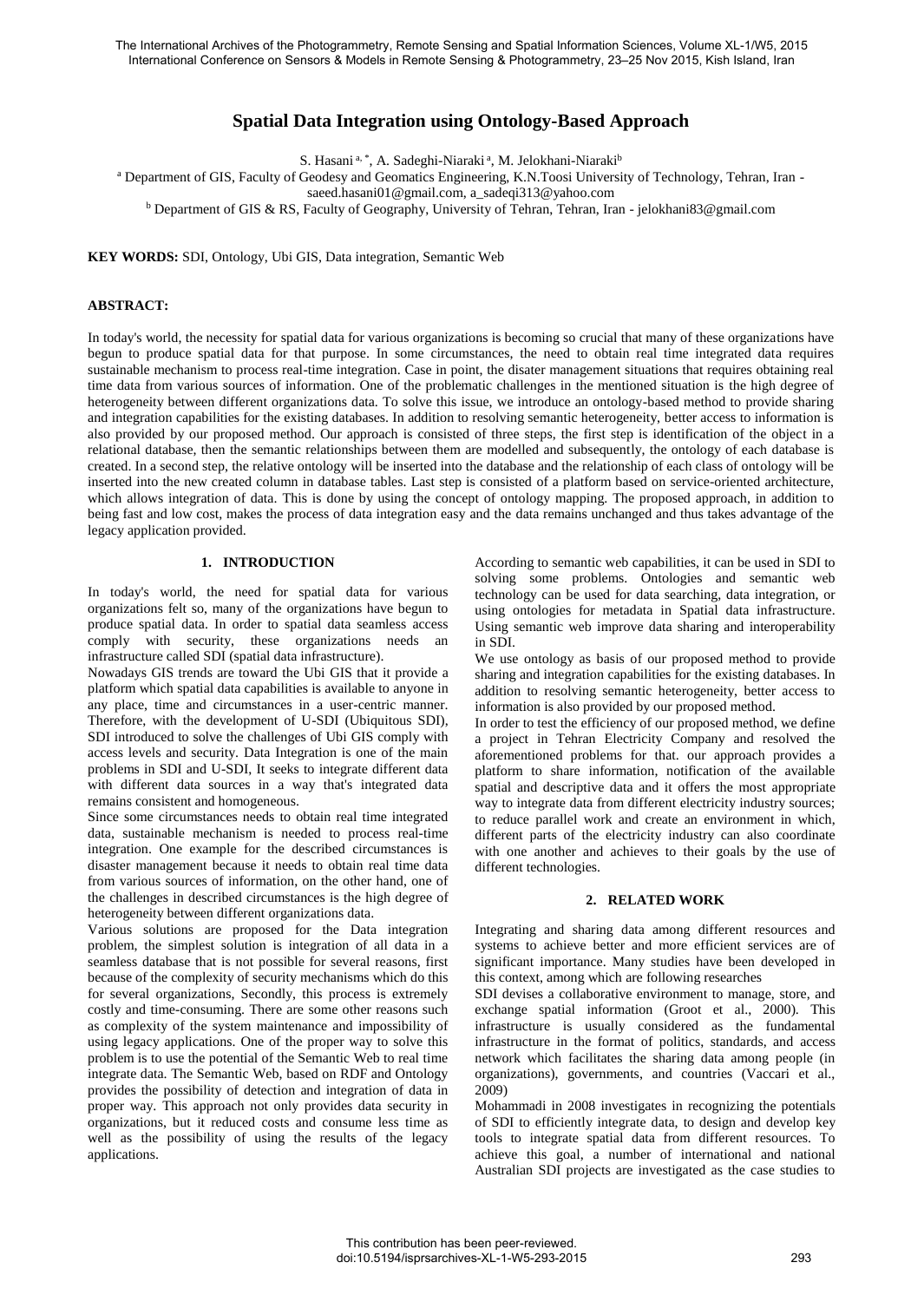# Spatial Data Integration using Ontology-Based Approach

S. Hasani [a, *], A. Sadeghi-Niaraki [a], M. Jelokhani-Niaraki[b]

[a] Department of GIS, Faculty of Geodesy and Geomatics Engineering, K.N.Toosi University of Technology, Tehran, Iran - saeed.hasani01@gmail.com, a_sadeqi313@yahoo.com

[b] Department of GIS & RS, Faculty of Geography, University of Tehran, Tehran, Iran - jelokhani83@gmail.com

**KEY WORDS:** SDI, Ontology, Ubi GIS, Data integration, Semantic Web

## ABSTRACT:

In today's world, the necessity for spatial data for various organizations is becoming so crucial that many of these organizations have begun to produce spatial data for that purpose. In some circumstances, the need to obtain real time integrated data requires sustainable mechanism to process real-time integration. Case in point, the disater management situations that requires obtaining real time data from various sources of information. One of the problematic challenges in the mentioned situation is the high degree of heterogeneity between different organizations data. To solve this issue, we introduce an ontology-based method to provide sharing and integration capabilities for the existing databases. In addition to resolving semantic heterogeneity, better access to information is also provided by our proposed method. Our approach is consisted of three steps, the first step is identification of the object in a relational database, then the semantic relationships between them are modelled and subsequently, the ontology of each database is created. In a second step, the relative ontology will be inserted into the database and the relationship of each class of ontology will be inserted into the new created column in database tables. Last step is consisted of a platform based on service-oriented architecture, which allows integration of data. This is done by using the concept of ontology mapping. The proposed approach, in addition to being fast and low cost, makes the process of data integration easy and the data remains unchanged and thus takes advantage of the legacy application provided.

## 1. INTRODUCTION

In today's world, the need for spatial data for various organizations felt so, many of the organizations have begun to produce spatial data. In order to spatial data seamless access comply with security, these organizations needs an infrastructure called SDI (spatial data infrastructure).

Nowadays GIS trends are toward the Ubi GIS that it provide a platform which spatial data capabilities is available to anyone in any place, time and circumstances in a user-centric manner. Therefore, with the development of U-SDI (Ubiquitous SDI), SDI introduced to solve the challenges of Ubi GIS comply with access levels and security. Data Integration is one of the main problems in SDI and U-SDI, It seeks to integrate different data with different data sources in a way that's integrated data remains consistent and homogeneous.

Since some circumstances needs to obtain real time integrated data, sustainable mechanism is needed to process real-time integration. One example for the described circumstances is disaster management because it needs to obtain real time data from various sources of information, on the other hand, one of the challenges in described circumstances is the high degree of heterogeneity between different organizations data.

Various solutions are proposed for the Data integration problem, the simplest solution is integration of all data in a seamless database that is not possible for several reasons, first because of the complexity of security mechanisms which do this for several organizations, Secondly, this process is extremely costly and time-consuming. There are some other reasons such as complexity of the system maintenance and impossibility of using legacy applications. One of the proper way to solve this problem is to use the potential of the Semantic Web to real time integrate data. The Semantic Web, based on RDF and Ontology provides the possibility of detection and integration of data in proper way. This approach not only provides data security in organizations, but it reduced costs and consume less time as well as the possibility of using the results of the legacy applications.

According to semantic web capabilities, it can be used in SDI to solving some problems. Ontologies and semantic web technology can be used for data searching, data integration, or using ontologies for metadata in Spatial data infrastructure. Using semantic web improve data sharing and interoperability in SDI.

We use ontology as basis of our proposed method to provide sharing and integration capabilities for the existing databases. In addition to resolving semantic heterogeneity, better access to information is also provided by our proposed method.

In order to test the efficiency of our proposed method, we define a project in Tehran Electricity Company and resolved the aforementioned problems for that. our approach provides a platform to share information, notification of the available spatial and descriptive data and it offers the most appropriate way to integrate data from different electricity industry sources; to reduce parallel work and create an environment in which, different parts of the electricity industry can also coordinate with one another and achieves to their goals by the use of different technologies.

## 2. RELATED WORK

Integrating and sharing data among different resources and systems to achieve better and more efficient services are of significant importance. Many studies have been developed in this context, among which are following researches

SDI devises a collaborative environment to manage, store, and exchange spatial information (Groot et al., 2000). This infrastructure is usually considered as the fundamental infrastructure in the format of politics, standards, and access network which facilitates the sharing data among people (in organizations), governments, and countries (Vaccari et al., 2009)

Mohammadi in 2008 investigates in recognizing the potentials of SDI to efficiently integrate data, to design and develop key tools to integrate spatial data from different resources. To achieve this goal, a number of international and national Australian SDI projects are investigated as the case studies to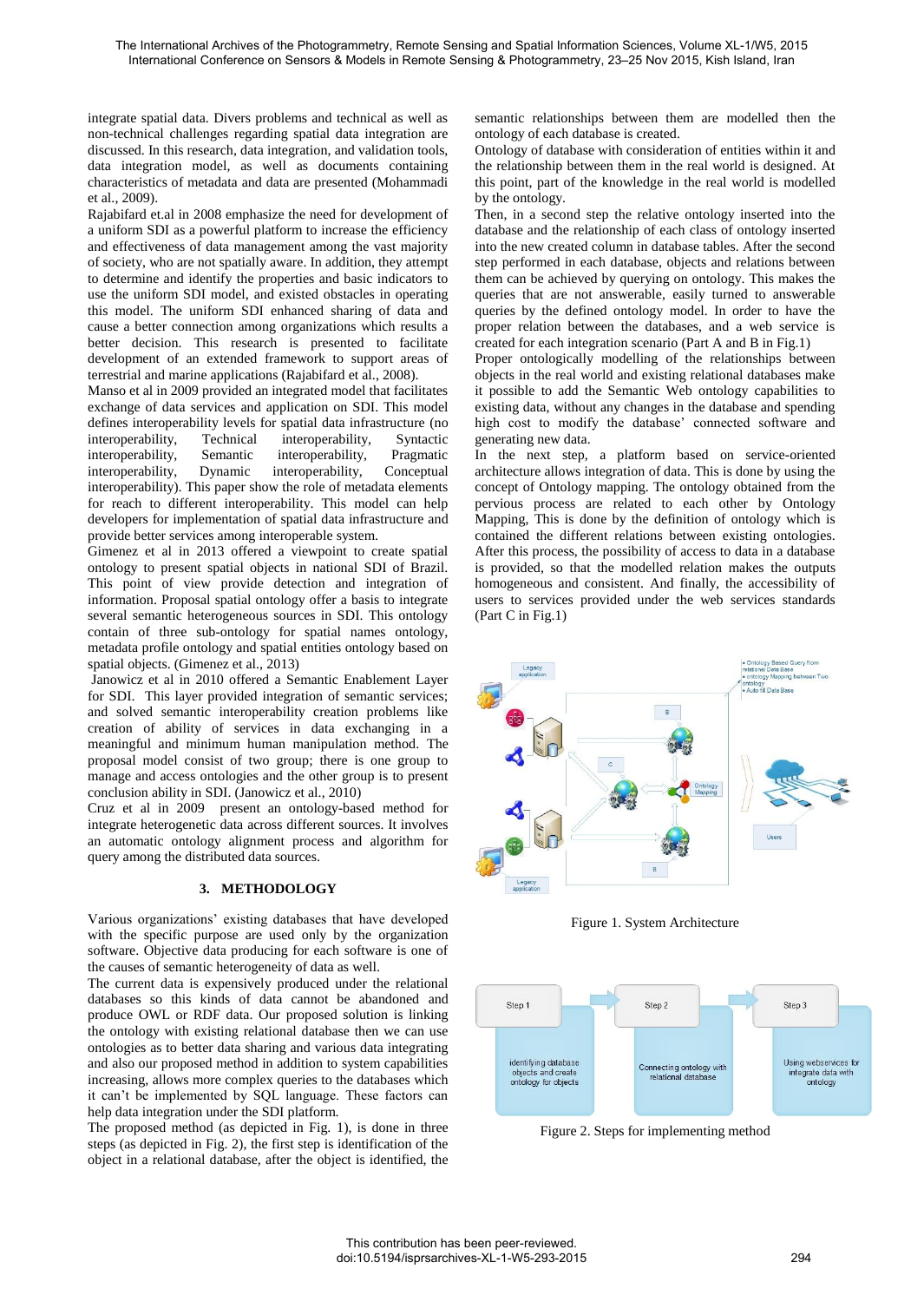integrate spatial data. Divers problems and technical as well as non-technical challenges regarding spatial data integration are discussed. In this research, data integration, and validation tools, data integration model, as well as documents containing characteristics of metadata and data are presented (Mohammadi et al., 2009).

Rajabifard et.al in 2008 emphasize the need for development of a uniform SDI as a powerful platform to increase the efficiency and effectiveness of data management among the vast majority of society, who are not spatially aware. In addition, they attempt to determine and identify the properties and basic indicators to use the uniform SDI model, and existed obstacles in operating this model. The uniform SDI enhanced sharing of data and cause a better connection among organizations which results a better decision. This research is presented to facilitate development of an extended framework to support areas of terrestrial and marine applications (Rajabifard et al., 2008).

Manso et al in 2009 provided an integrated model that facilitates exchange of data services and application on SDI. This model defines interoperability levels for spatial data infrastructure (no interoperability, Technical interoperability, Syntactic interoperability, Semantic interoperability, Pragmatic interoperability, Dynamic interoperability, Conceptual interoperability). This paper show the role of metadata elements for reach to different interoperability. This model can help developers for implementation of spatial data infrastructure and provide better services among interoperable system.

Gimenez et al in 2013 offered a viewpoint to create spatial ontology to present spatial objects in national SDI of Brazil. This point of view provide detection and integration of information. Proposal spatial ontology offer a basis to integrate several semantic heterogeneous sources in SDI. This ontology contain of three sub-ontology for spatial names ontology, metadata profile ontology and spatial entities ontology based on spatial objects. (Gimenez et al., 2013)

Janowicz et al in 2010 offered a Semantic Enablement Layer for SDI. This layer provided integration of semantic services; and solved semantic interoperability creation problems like creation of ability of services in data exchanging in a meaningful and minimum human manipulation method. The proposal model consist of two group; there is one group to manage and access ontologies and the other group is to present conclusion ability in SDI. (Janowicz et al., 2010)

Cruz et al in 2009 present an ontology-based method for integrate heterogeneous data across different sources. It involves an automatic ontology alignment process and algorithm for query among the distributed data sources.

## 3. METHODOLOGY

Various organizations' existing databases that have developed with the specific purpose are used only by the organization software. Objective data producing for each software is one of the causes of semantic heterogeneity of data as well.

The current data is expensively produced under the relational databases so this kinds of data cannot be abandoned and produce OWL or RDF data. Our proposed solution is linking the ontology with existing relational database then we can use ontologies as to better data sharing and various data integrating and also our proposed method in addition to system capabilities increasing, allows more complex queries to the databases which it can't be implemented by SQL language. These factors can help data integration under the SDI platform.

The proposed method (as depicted in Fig. 1), is done in three steps (as depicted in Fig. 2), the first step is identification of the object in a relational database, after the object is identified, the semantic relationships between them are modelled then the ontology of each database is created.

Ontology of database with consideration of entities within it and the relationship between them in the real world is designed. At this point, part of the knowledge in the real world is modelled by the ontology.

Then, in a second step the relative ontology inserted into the database and the relationship of each class of ontology inserted into the new created column in database tables. After the second step performed in each database, objects and relations between them can be achieved by querying on ontology. This makes the queries that are not answerable, easily turned to answerable queries by the defined ontology model. In order to have the proper relation between the databases, and a web service is created for each integration scenario (Part A and B in Fig.1)

Proper ontologically modelling of the relationships between objects in the real world and existing relational databases make it possible to add the Semantic Web ontology capabilities to existing data, without any changes in the database and spending high cost to modify the database' connected software and generating new data.

In the next step, a platform based on service-oriented architecture allows integration of data. This is done by using the concept of Ontology mapping. The ontology obtained from the pervious process are related to each other by Ontology Mapping, This is done by the definition of ontology which is contained the different relations between existing ontologies. After this process, the possibility of access to data in a database is provided, so that the modelled relation makes the outputs homogeneous and consistent. And finally, the accessibility of users to services provided under the web services standards (Part C in Fig.1)

Figure 1. System Architecture

Figure 2. Steps for implementing method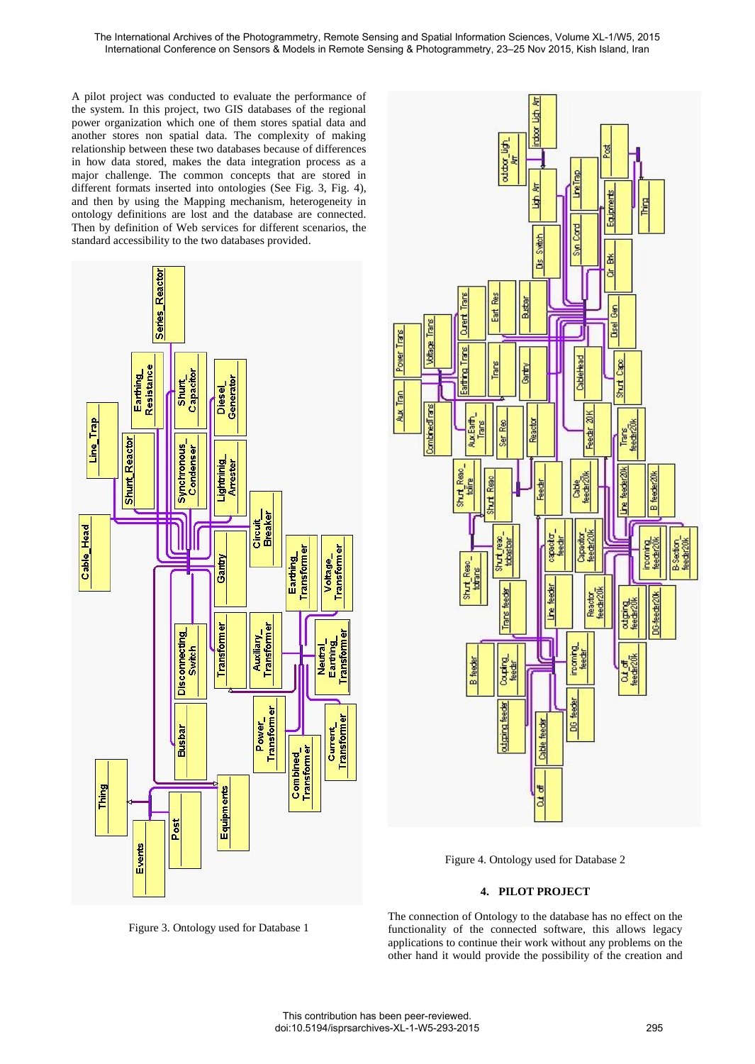A pilot project was conducted to evaluate the performance of the system. In this project, two GIS databases of the regional power organization which one of them stores spatial data and another stores non spatial data. The complexity of making relationship between these two databases because of differences in how data stored, makes the data integration process as a major challenge. The common concepts that are stored in different formats inserted into ontologies (See Fig. 3, Fig. 4), and then by using the Mapping mechanism, heterogeneity in ontology definitions are lost and the database are connected. Then by definition of Web services for different scenarios, the standard accessibility to the two databases provided.

Figure 3. Ontology used for Database 1

Figure 4. Ontology used for Database 2

## 4. PILOT PROJECT

The connection of Ontology to the database has no effect on the functionality of the connected software, this allows legacy applications to continue their work without any problems on the other hand it would provide the possibility of the creation and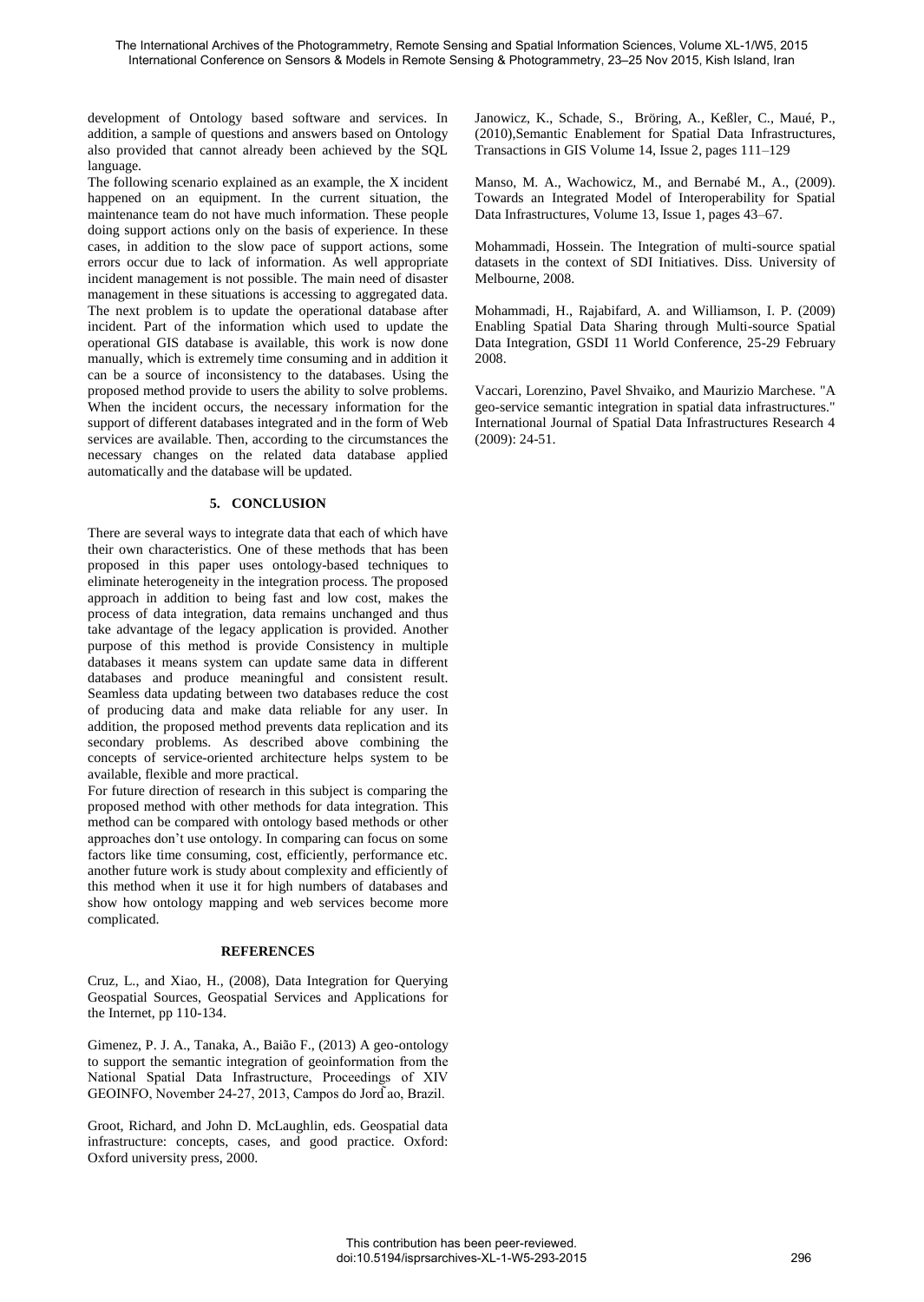development of Ontology based software and services. In addition, a sample of questions and answers based on Ontology also provided that cannot already been achieved by the SQL language.

The following scenario explained as an example, the X incident happened on an equipment. In the current situation, the maintenance team do not have much information. These people doing support actions only on the basis of experience. In these cases, in addition to the slow pace of support actions, some errors occur due to lack of information. As well appropriate incident management is not possible. The main need of disaster management in these situations is accessing to aggregated data. The next problem is to update the operational database after incident. Part of the information which used to update the operational GIS database is available, this work is now done manually, which is extremely time consuming and in addition it can be a source of inconsistency to the databases. Using the proposed method provide to users the ability to solve problems. When the incident occurs, the necessary information for the support of different databases integrated and in the form of Web services are available. Then, according to the circumstances the necessary changes on the related data database applied automatically and the database will be updated.

## 5. CONCLUSION

There are several ways to integrate data that each of which have their own characteristics. One of these methods that has been proposed in this paper uses ontology-based techniques to eliminate heterogeneity in the integration process. The proposed approach in addition to being fast and low cost, makes the process of data integration, data remains unchanged and thus take advantage of the legacy application is provided. Another purpose of this method is provide Consistency in multiple databases it means system can update same data in different databases and produce meaningful and consistent result. Seamless data updating between two databases reduce the cost of producing data and make data reliable for any user. In addition, the proposed method prevents data replication and its secondary problems. As described above combining the concepts of service-oriented architecture helps system to be available, flexible and more practical.

For future direction of research in this subject is comparing the proposed method with other methods for data integration. This method can be compared with ontology based methods or other approaches don't use ontology. In comparing can focus on some factors like time consuming, cost, efficiently, performance etc. another future work is study about complexity and efficiently of this method when it use it for high numbers of databases and show how ontology mapping and web services become more complicated.

## REFERENCES

Cruz, L., and Xiao, H., (2008), Data Integration for Querying Geospatial Sources, Geospatial Services and Applications for the Internet, pp 110-134.

Gimenez, P. J. A., Tanaka, A., Baião F., (2013) A geo-ontology to support the semantic integration of geoinformation from the National Spatial Data Infrastructure, Proceedings of XIV GEOINFO, November 24-27, 2013, Campos do Jordão, Brazil.

Groot, Richard, and John D. McLaughlin, eds. Geospatial data infrastructure: concepts, cases, and good practice. Oxford: Oxford university press, 2000.

Janowicz, K., Schade, S., Bröring, A., Keßler, C., Maué, P., (2010),Semantic Enablement for Spatial Data Infrastructures, Transactions in GIS Volume 14, Issue 2, pages 111–129

Manso, M. A., Wachowicz, M., and Bernabé M., A., (2009). Towards an Integrated Model of Interoperability for Spatial Data Infrastructures, Volume 13, Issue 1, pages 43–67.

Mohammadi, Hossein. The Integration of multi-source spatial datasets in the context of SDI Initiatives. Diss. University of Melbourne, 2008.

Mohammadi, H., Rajabifard, A. and Williamson, I. P. (2009) Enabling Spatial Data Sharing through Multi-source Spatial Data Integration, GSDI 11 World Conference, 25-29 February 2008.

Vaccari, Lorenzino, Pavel Shvaiko, and Maurizio Marchese. "A geo-service semantic integration in spatial data infrastructures." International Journal of Spatial Data Infrastructures Research 4 (2009): 24-51.